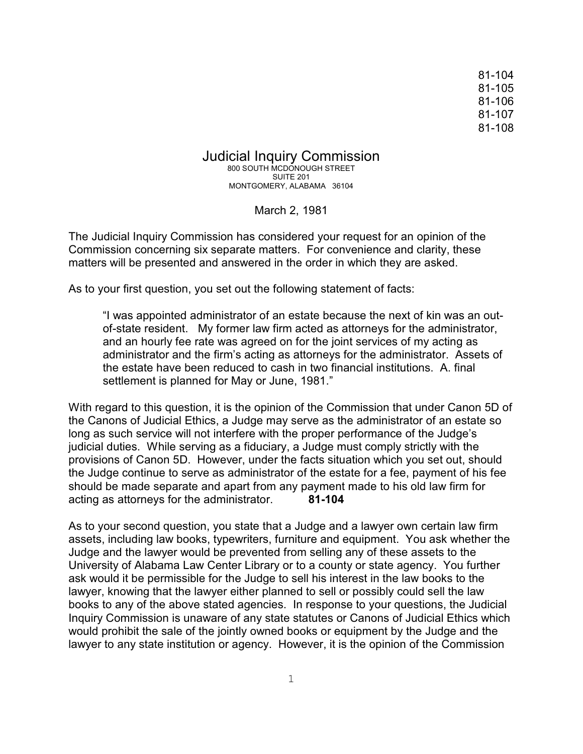81-104
81-105
81-106
81-107
81-108

# Judicial Inquiry Commission

800 SOUTH MCDONOUGH STREET
SUITE 201
MONTGOMERY, ALABAMA 36104

March 2, 1981

The Judicial Inquiry Commission has considered your request for an opinion of the Commission concerning six separate matters. For convenience and clarity, these matters will be presented and answered in the order in which they are asked.

As to your first question, you set out the following statement of facts:

> "I was appointed administrator of an estate because the next of kin was an out-of-state resident. My former law firm acted as attorneys for the administrator, and an hourly fee rate was agreed on for the joint services of my acting as administrator and the firm's acting as attorneys for the administrator. Assets of the estate have been reduced to cash in two financial institutions. A. final settlement is planned for May or June, 1981."

With regard to this question, it is the opinion of the Commission that under Canon 5D of the Canons of Judicial Ethics, a Judge may serve as the administrator of an estate so long as such service will not interfere with the proper performance of the Judge's judicial duties. While serving as a fiduciary, a Judge must comply strictly with the provisions of Canon 5D. However, under the facts situation which you set out, should the Judge continue to serve as administrator of the estate for a fee, payment of his fee should be made separate and apart from any payment made to his old law firm for acting as attorneys for the administrator. **81-104**

As to your second question, you state that a Judge and a lawyer own certain law firm assets, including law books, typewriters, furniture and equipment. You ask whether the Judge and the lawyer would be prevented from selling any of these assets to the University of Alabama Law Center Library or to a county or state agency. You further ask would it be permissible for the Judge to sell his interest in the law books to the lawyer, knowing that the lawyer either planned to sell or possibly could sell the law books to any of the above stated agencies. In response to your questions, the Judicial Inquiry Commission is unaware of any state statutes or Canons of Judicial Ethics which would prohibit the sale of the jointly owned books or equipment by the Judge and the lawyer to any state institution or agency. However, it is the opinion of the Commission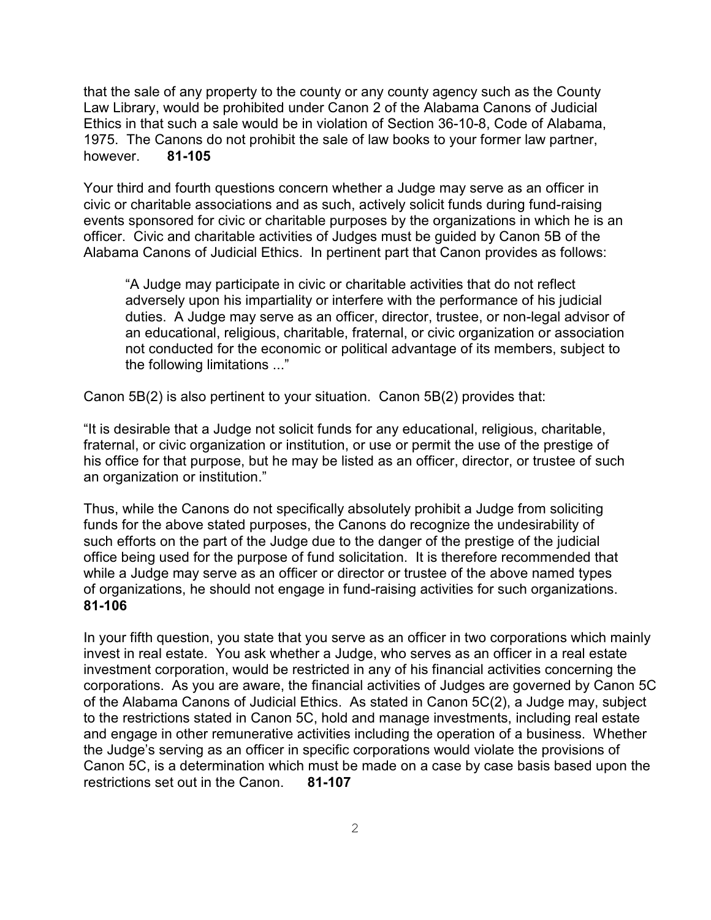that the sale of any property to the county or any county agency such as the County Law Library, would be prohibited under Canon 2 of the Alabama Canons of Judicial Ethics in that such a sale would be in violation of Section 36-10-8, Code of Alabama, 1975. The Canons do not prohibit the sale of law books to your former law partner, however. **81-105**

Your third and fourth questions concern whether a Judge may serve as an officer in civic or charitable associations and as such, actively solicit funds during fund-raising events sponsored for civic or charitable purposes by the organizations in which he is an officer. Civic and charitable activities of Judges must be guided by Canon 5B of the Alabama Canons of Judicial Ethics. In pertinent part that Canon provides as follows:

> "A Judge may participate in civic or charitable activities that do not reflect adversely upon his impartiality or interfere with the performance of his judicial duties. A Judge may serve as an officer, director, trustee, or non-legal advisor of an educational, religious, charitable, fraternal, or civic organization or association not conducted for the economic or political advantage of its members, subject to the following limitations ..."

Canon 5B(2) is also pertinent to your situation. Canon 5B(2) provides that:

"It is desirable that a Judge not solicit funds for any educational, religious, charitable, fraternal, or civic organization or institution, or use or permit the use of the prestige of his office for that purpose, but he may be listed as an officer, director, or trustee of such an organization or institution."

Thus, while the Canons do not specifically absolutely prohibit a Judge from soliciting funds for the above stated purposes, the Canons do recognize the undesirability of such efforts on the part of the Judge due to the danger of the prestige of the judicial office being used for the purpose of fund solicitation. It is therefore recommended that while a Judge may serve as an officer or director or trustee of the above named types of organizations, he should not engage in fund-raising activities for such organizations. **81-106**

In your fifth question, you state that you serve as an officer in two corporations which mainly invest in real estate. You ask whether a Judge, who serves as an officer in a real estate investment corporation, would be restricted in any of his financial activities concerning the corporations. As you are aware, the financial activities of Judges are governed by Canon 5C of the Alabama Canons of Judicial Ethics. As stated in Canon 5C(2), a Judge may, subject to the restrictions stated in Canon 5C, hold and manage investments, including real estate and engage in other remunerative activities including the operation of a business. Whether the Judge's serving as an officer in specific corporations would violate the provisions of Canon 5C, is a determination which must be made on a case by case basis based upon the restrictions set out in the Canon. **81-107**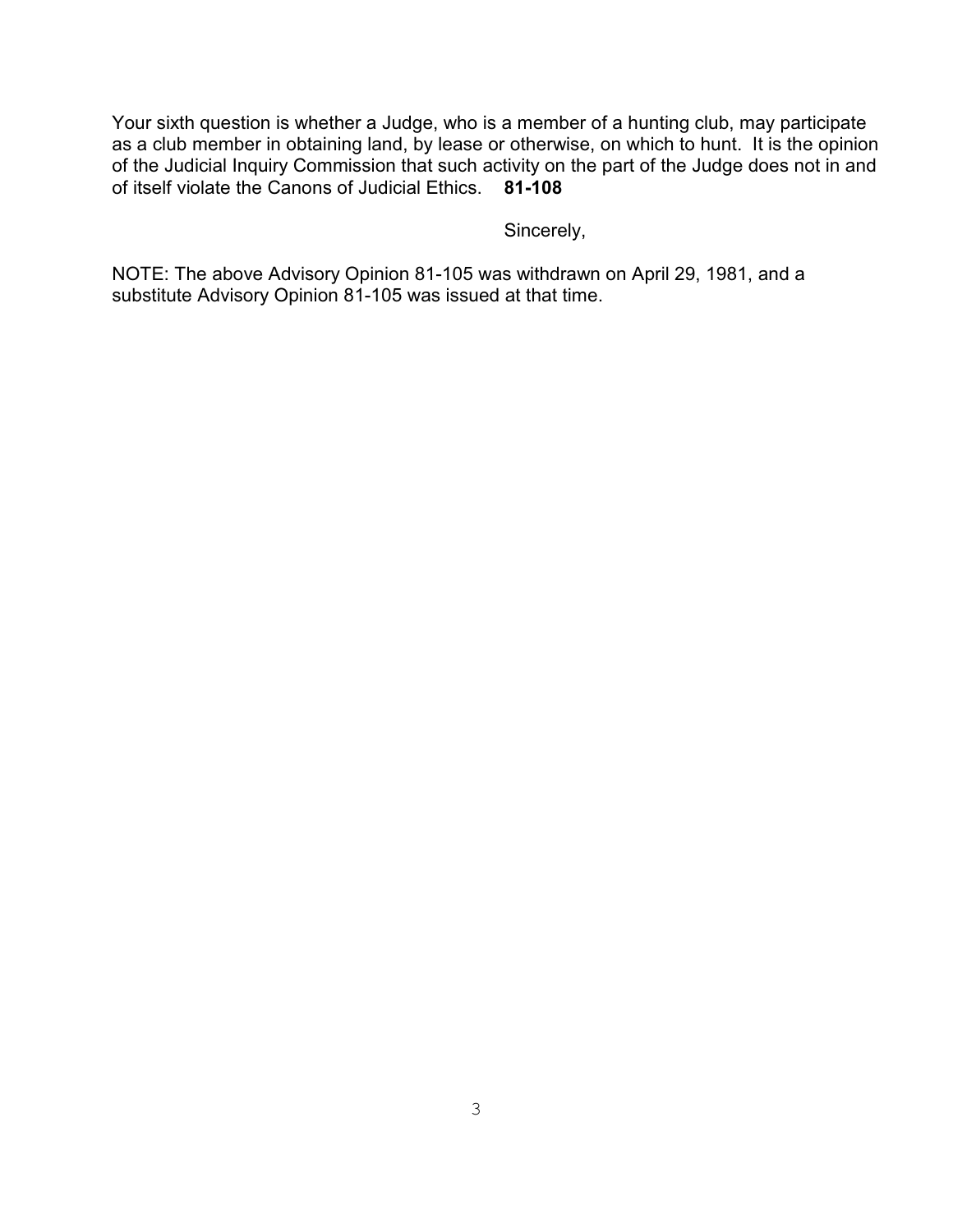Your sixth question is whether a Judge, who is a member of a hunting club, may participate as a club member in obtaining land, by lease or otherwise, on which to hunt. It is the opinion of the Judicial Inquiry Commission that such activity on the part of the Judge does not in and of itself violate the Canons of Judicial Ethics. **81-108**

Sincerely,

NOTE: The above Advisory Opinion 81-105 was withdrawn on April 29, 1981, and a substitute Advisory Opinion 81-105 was issued at that time.